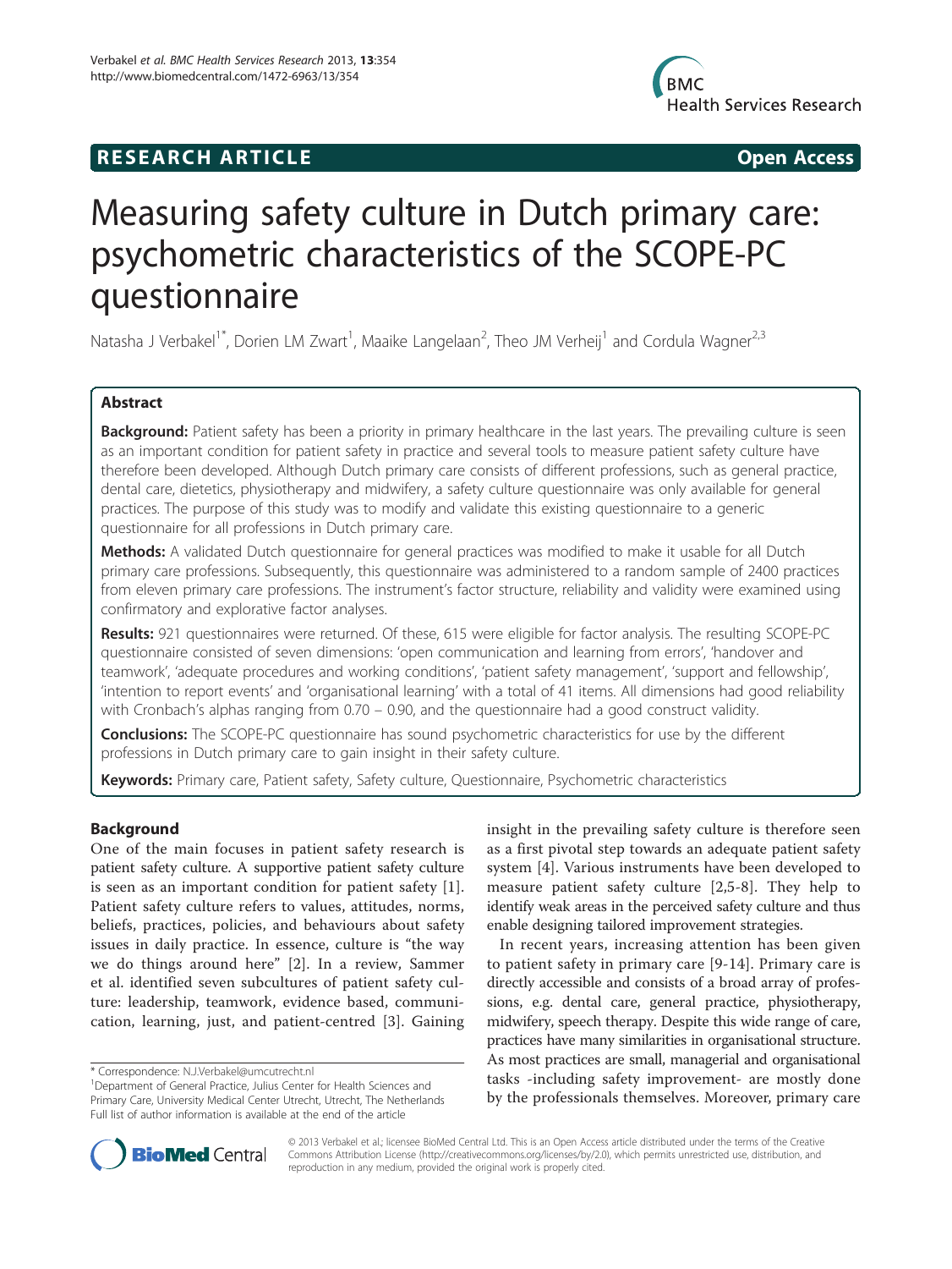**RESEARCH ARTICLE** **Open Access**

# Measuring safety culture in Dutch primary care: psychometric characteristics of the SCOPE-PC questionnaire

Natasha J Verbakel[1*], Dorien LM Zwart[1], Maaike Langelaan[2], Theo JM Verheij[1] and Cordula Wagner[2,3]

## Abstract

**Background:** Patient safety has been a priority in primary healthcare in the last years. The prevailing culture is seen as an important condition for patient safety in practice and several tools to measure patient safety culture have therefore been developed. Although Dutch primary care consists of different professions, such as general practice, dental care, dietetics, physiotherapy and midwifery, a safety culture questionnaire was only available for general practices. The purpose of this study was to modify and validate this existing questionnaire to a generic questionnaire for all professions in Dutch primary care.

**Methods:** A validated Dutch questionnaire for general practices was modified to make it usable for all Dutch primary care professions. Subsequently, this questionnaire was administered to a random sample of 2400 practices from eleven primary care professions. The instrument's factor structure, reliability and validity were examined using confirmatory and explorative factor analyses.

**Results:** 921 questionnaires were returned. Of these, 615 were eligible for factor analysis. The resulting SCOPE-PC questionnaire consisted of seven dimensions: 'open communication and learning from errors', 'handover and teamwork', 'adequate procedures and working conditions', 'patient safety management', 'support and fellowship', 'intention to report events' and 'organisational learning' with a total of 41 items. All dimensions had good reliability with Cronbach's alphas ranging from 0.70 – 0.90, and the questionnaire had a good construct validity.

**Conclusions:** The SCOPE-PC questionnaire has sound psychometric characteristics for use by the different professions in Dutch primary care to gain insight in their safety culture.

**Keywords:** Primary care, Patient safety, Safety culture, Questionnaire, Psychometric characteristics

## Background

One of the main focuses in patient safety research is patient safety culture. A supportive patient safety culture is seen as an important condition for patient safety [1]. Patient safety culture refers to values, attitudes, norms, beliefs, practices, policies, and behaviours about safety issues in daily practice. In essence, culture is "the way we do things around here" [2]. In a review, Sammer et al. identified seven subcultures of patient safety culture: leadership, teamwork, evidence based, communication, learning, just, and patient-centred [3]. Gaining insight in the prevailing safety culture is therefore seen as a first pivotal step towards an adequate patient safety system [4]. Various instruments have been developed to measure patient safety culture [2,5-8]. They help to identify weak areas in the perceived safety culture and thus enable designing tailored improvement strategies.

In recent years, increasing attention has been given to patient safety in primary care [9-14]. Primary care is directly accessible and consists of a broad array of professions, e.g. dental care, general practice, physiotherapy, midwifery, speech therapy. Despite this wide range of care, practices have many similarities in organisational structure. As most practices are small, managerial and organisational tasks -including safety improvement- are mostly done by the professionals themselves. Moreover, primary care

\* Correspondence: N.J.Verbakel@umcutrecht.nl

[1]Department of General Practice, Julius Center for Health Sciences and Primary Care, University Medical Center Utrecht, Utrecht, The Netherlands

Full list of author information is available at the end of the article

© 2013 Verbakel et al.; licensee BioMed Central Ltd. This is an Open Access article distributed under the terms of the Creative Commons Attribution License (http://creativecommons.org/licenses/by/2.0), which permits unrestricted use, distribution, and reproduction in any medium, provided the original work is properly cited.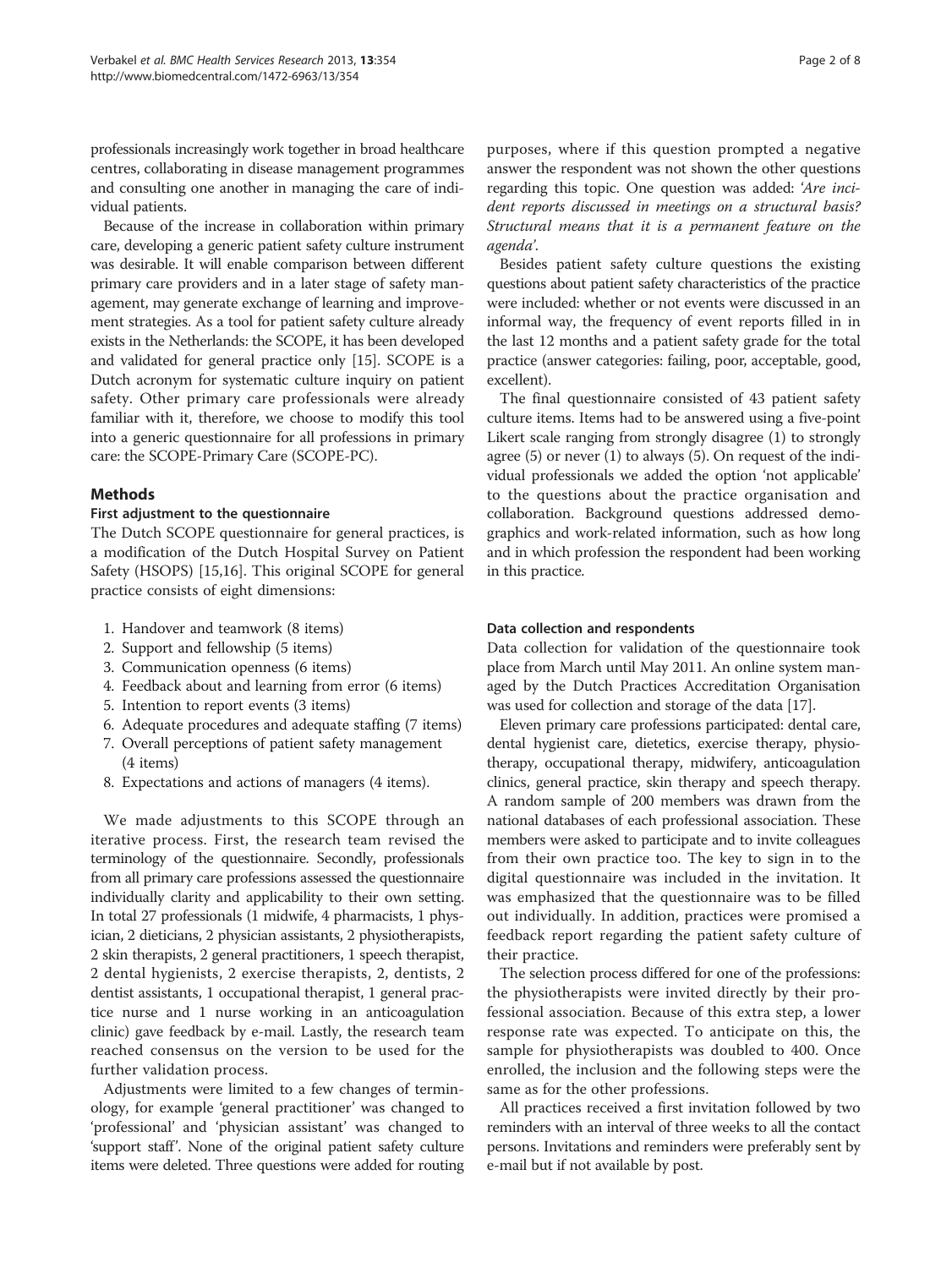professionals increasingly work together in broad healthcare centres, collaborating in disease management programmes and consulting one another in managing the care of individual patients.

Because of the increase in collaboration within primary care, developing a generic patient safety culture instrument was desirable. It will enable comparison between different primary care providers and in a later stage of safety management, may generate exchange of learning and improvement strategies. As a tool for patient safety culture already exists in the Netherlands: the SCOPE, it has been developed and validated for general practice only [15]. SCOPE is a Dutch acronym for systematic culture inquiry on patient safety. Other primary care professionals were already familiar with it, therefore, we choose to modify this tool into a generic questionnaire for all professions in primary care: the SCOPE-Primary Care (SCOPE-PC).

## Methods

### First adjustment to the questionnaire

The Dutch SCOPE questionnaire for general practices, is a modification of the Dutch Hospital Survey on Patient Safety (HSOPS) [15,16]. This original SCOPE for general practice consists of eight dimensions:

1. Handover and teamwork (8 items)
2. Support and fellowship (5 items)
3. Communication openness (6 items)
4. Feedback about and learning from error (6 items)
5. Intention to report events (3 items)
6. Adequate procedures and adequate staffing (7 items)
7. Overall perceptions of patient safety management (4 items)
8. Expectations and actions of managers (4 items).

We made adjustments to this SCOPE through an iterative process. First, the research team revised the terminology of the questionnaire. Secondly, professionals from all primary care professions assessed the questionnaire individually clarity and applicability to their own setting. In total 27 professionals (1 midwife, 4 pharmacists, 1 physician, 2 dieticians, 2 physician assistants, 2 physiotherapists, 2 skin therapists, 2 general practitioners, 1 speech therapist, 2 dental hygienists, 2 exercise therapists, 2, dentists, 2 dentist assistants, 1 occupational therapist, 1 general practice nurse and 1 nurse working in an anticoagulation clinic) gave feedback by e-mail. Lastly, the research team reached consensus on the version to be used for the further validation process.

Adjustments were limited to a few changes of terminology, for example 'general practitioner' was changed to 'professional' and 'physician assistant' was changed to 'support staff'. None of the original patient safety culture items were deleted. Three questions were added for routing purposes, where if this question prompted a negative answer the respondent was not shown the other questions regarding this topic. One question was added: *'Are incident reports discussed in meetings on a structural basis? Structural means that it is a permanent feature on the agenda'.*

Besides patient safety culture questions the existing questions about patient safety characteristics of the practice were included: whether or not events were discussed in an informal way, the frequency of event reports filled in in the last 12 months and a patient safety grade for the total practice (answer categories: failing, poor, acceptable, good, excellent).

The final questionnaire consisted of 43 patient safety culture items. Items had to be answered using a five-point Likert scale ranging from strongly disagree (1) to strongly agree (5) or never (1) to always (5). On request of the individual professionals we added the option 'not applicable' to the questions about the practice organisation and collaboration. Background questions addressed demographics and work-related information, such as how long and in which profession the respondent had been working in this practice.

#### Data collection and respondents

Data collection for validation of the questionnaire took place from March until May 2011. An online system managed by the Dutch Practices Accreditation Organisation was used for collection and storage of the data [17].

Eleven primary care professions participated: dental care, dental hygienist care, dietetics, exercise therapy, physiotherapy, occupational therapy, midwifery, anticoagulation clinics, general practice, skin therapy and speech therapy. A random sample of 200 members was drawn from the national databases of each professional association. These members were asked to participate and to invite colleagues from their own practice too. The key to sign in to the digital questionnaire was included in the invitation. It was emphasized that the questionnaire was to be filled out individually. In addition, practices were promised a feedback report regarding the patient safety culture of their practice.

The selection process differed for one of the professions: the physiotherapists were invited directly by their professional association. Because of this extra step, a lower response rate was expected. To anticipate on this, the sample for physiotherapists was doubled to 400. Once enrolled, the inclusion and the following steps were the same as for the other professions.

All practices received a first invitation followed by two reminders with an interval of three weeks to all the contact persons. Invitations and reminders were preferably sent by e-mail but if not available by post.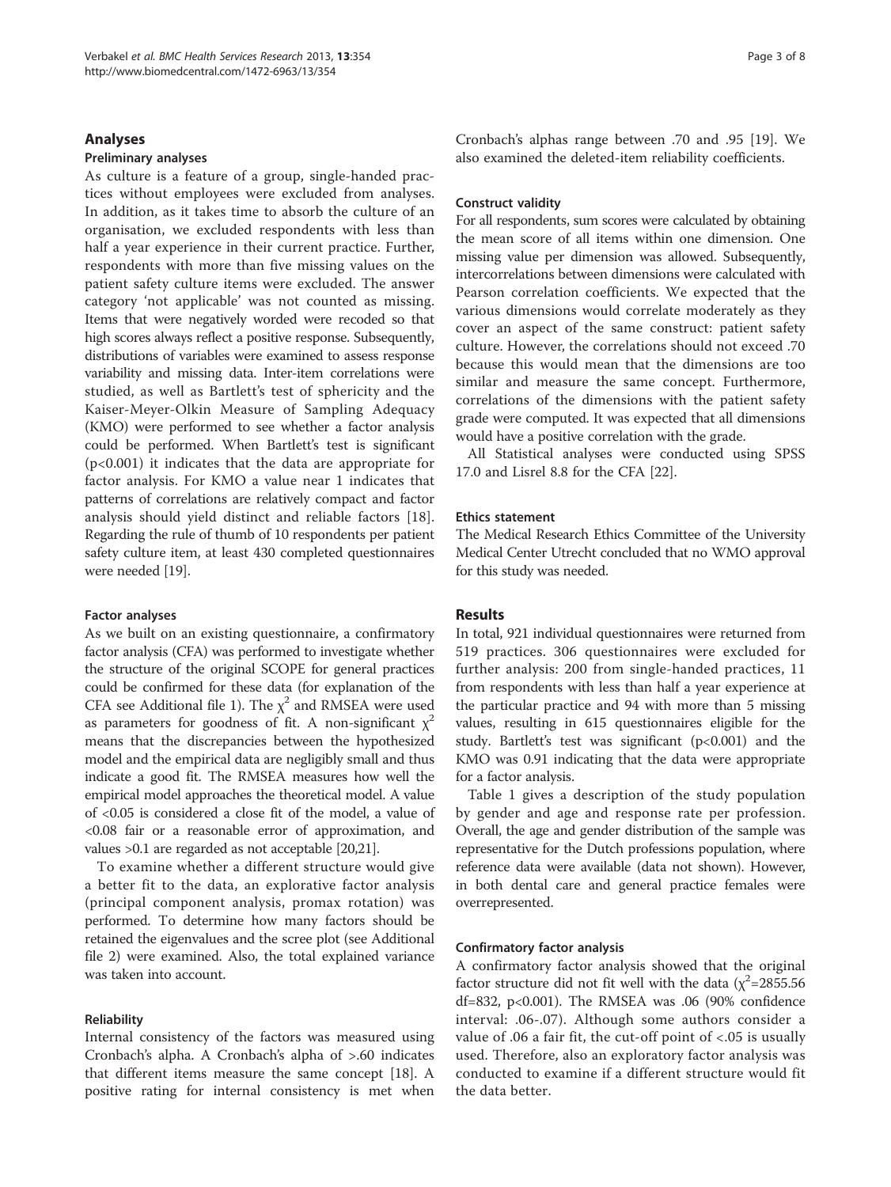## Analyses

### Preliminary analyses

As culture is a feature of a group, single-handed practices without employees were excluded from analyses. In addition, as it takes time to absorb the culture of an organisation, we excluded respondents with less than half a year experience in their current practice. Further, respondents with more than five missing values on the patient safety culture items were excluded. The answer category 'not applicable' was not counted as missing. Items that were negatively worded were recoded so that high scores always reflect a positive response. Subsequently, distributions of variables were examined to assess response variability and missing data. Inter-item correlations were studied, as well as Bartlett's test of sphericity and the Kaiser-Meyer-Olkin Measure of Sampling Adequacy (KMO) were performed to see whether a factor analysis could be performed. When Bartlett's test is significant ($p<0.001$) it indicates that the data are appropriate for factor analysis. For KMO a value near 1 indicates that patterns of correlations are relatively compact and factor analysis should yield distinct and reliable factors [18]. Regarding the rule of thumb of 10 respondents per patient safety culture item, at least 430 completed questionnaires were needed [19].

### Factor analyses

As we built on an existing questionnaire, a confirmatory factor analysis (CFA) was performed to investigate whether the structure of the original SCOPE for general practices could be confirmed for these data (for explanation of the CFA see Additional file 1). The $\chi^2$ and RMSEA were used as parameters for goodness of fit. A non-significant $\chi^2$ means that the discrepancies between the hypothesized model and the empirical data are negligibly small and thus indicate a good fit. The RMSEA measures how well the empirical model approaches the theoretical model. A value of <0.05 is considered a close fit of the model, a value of <0.08 fair or a reasonable error of approximation, and values >0.1 are regarded as not acceptable [20,21].

To examine whether a different structure would give a better fit to the data, an explorative factor analysis (principal component analysis, promax rotation) was performed. To determine how many factors should be retained the eigenvalues and the scree plot (see Additional file 2) were examined. Also, the total explained variance was taken into account.

### Reliability

Internal consistency of the factors was measured using Cronbach's alpha. A Cronbach's alpha of >.60 indicates that different items measure the same concept [18]. A positive rating for internal consistency is met when Cronbach's alphas range between .70 and .95 [19]. We also examined the deleted-item reliability coefficients.

### Construct validity

For all respondents, sum scores were calculated by obtaining the mean score of all items within one dimension. One missing value per dimension was allowed. Subsequently, intercorrelations between dimensions were calculated with Pearson correlation coefficients. We expected that the various dimensions would correlate moderately as they cover an aspect of the same construct: patient safety culture. However, the correlations should not exceed .70 because this would mean that the dimensions are too similar and measure the same concept. Furthermore, correlations of the dimensions with the patient safety grade were computed. It was expected that all dimensions would have a positive correlation with the grade.

All Statistical analyses were conducted using SPSS 17.0 and Lisrel 8.8 for the CFA [22].

### Ethics statement

The Medical Research Ethics Committee of the University Medical Center Utrecht concluded that no WMO approval for this study was needed.

## Results

In total, 921 individual questionnaires were returned from 519 practices. 306 questionnaires were excluded for further analysis: 200 from single-handed practices, 11 from respondents with less than half a year experience at the particular practice and 94 with more than 5 missing values, resulting in 615 questionnaires eligible for the study. Bartlett's test was significant ($p<0.001$) and the KMO was 0.91 indicating that the data were appropriate for a factor analysis.

Table 1 gives a description of the study population by gender and age and response rate per profession. Overall, the age and gender distribution of the sample was representative for the Dutch professions population, where reference data were available (data not shown). However, in both dental care and general practice females were overrepresented.

### Confirmatory factor analysis

A confirmatory factor analysis showed that the original factor structure did not fit well with the data ($\chi^2$=2855.56 df=832, $p<0.001$). The RMSEA was .06 (90% confidence interval: .06-.07). Although some authors consider a value of .06 a fair fit, the cut-off point of <.05 is usually used. Therefore, also an exploratory factor analysis was conducted to examine if a different structure would fit the data better.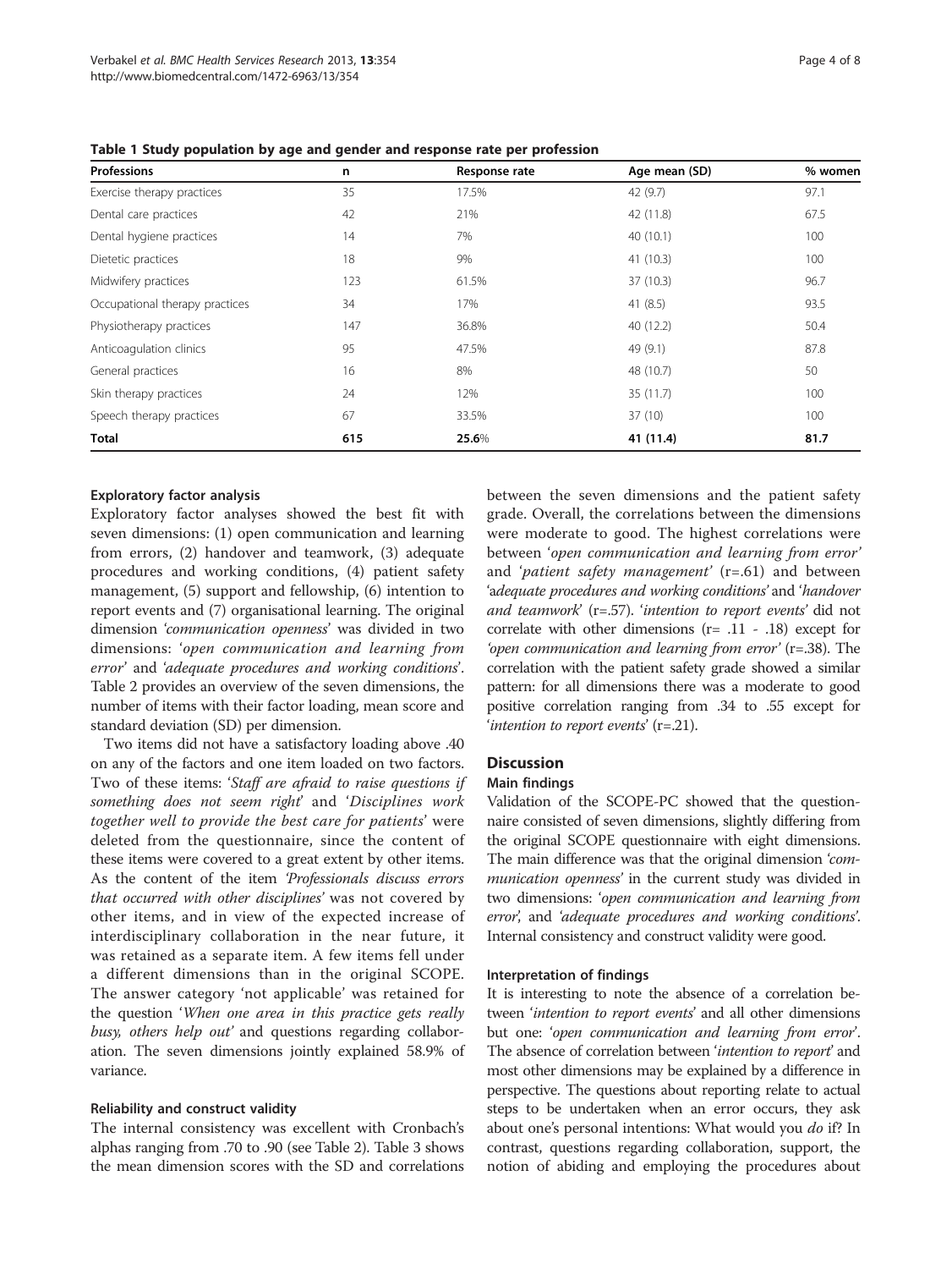**Table 1 Study population by age and gender and response rate per profession**

| Professions | n | Response rate | Age mean (SD) | % women |
|---|---|---|---|---|
| Exercise therapy practices | 35 | 17.5% | 42 (9.7) | 97.1 |
| Dental care practices | 42 | 21% | 42 (11.8) | 67.5 |
| Dental hygiene practices | 14 | 7% | 40 (10.1) | 100 |
| Dietetic practices | 18 | 9% | 41 (10.3) | 100 |
| Midwifery practices | 123 | 61.5% | 37 (10.3) | 96.7 |
| Occupational therapy practices | 34 | 17% | 41 (8.5) | 93.5 |
| Physiotherapy practices | 147 | 36.8% | 40 (12.2) | 50.4 |
| Anticoagulation clinics | 95 | 47.5% | 49 (9.1) | 87.8 |
| General practices | 16 | 8% | 48 (10.7) | 50 |
| Skin therapy practices | 24 | 12% | 35 (11.7) | 100 |
| Speech therapy practices | 67 | 33.5% | 37 (10) | 100 |
| **Total** | **615** | **25.6**% | **41 (11.4)** | **81.7** |

### Exploratory factor analysis

Exploratory factor analyses showed the best fit with seven dimensions: (1) open communication and learning from errors, (2) handover and teamwork, (3) adequate procedures and working conditions, (4) patient safety management, (5) support and fellowship, (6) intention to report events and (7) organisational learning. The original dimension *'communication openness'* was divided in two dimensions: '*open communication and learning from error*' and *'adequate procedures and working conditions'*. Table 2 provides an overview of the seven dimensions, the number of items with their factor loading, mean score and standard deviation (SD) per dimension.

Two items did not have a satisfactory loading above .40 on any of the factors and one item loaded on two factors. Two of these items: '*Staff are afraid to raise questions if something does not seem right*' and '*Disciplines work together well to provide the best care for patients*' were deleted from the questionnaire, since the content of these items were covered to a great extent by other items. As the content of the item *'Professionals discuss errors that occurred with other disciplines'* was not covered by other items, and in view of the expected increase of interdisciplinary collaboration in the near future, it was retained as a separate item. A few items fell under a different dimensions than in the original SCOPE. The answer category 'not applicable' was retained for the question '*When one area in this practice gets really busy, others help out'* and questions regarding collaboration. The seven dimensions jointly explained 58.9% of variance.

### Reliability and construct validity

The internal consistency was excellent with Cronbach's alphas ranging from .70 to .90 (see Table 2). Table 3 shows the mean dimension scores with the SD and correlations between the seven dimensions and the patient safety grade. Overall, the correlations between the dimensions were moderate to good. The highest correlations were between '*open communication and learning from error'* and '*patient safety management'* (r=.61) and between 'a*dequate procedures and working conditions*' and '*handover and teamwork*' (r=.57). '*intention to report events*' did not correlate with other dimensions (r= .11 - .18) except for *'open communication and learning from error'* (r=.38). The correlation with the patient safety grade showed a similar pattern: for all dimensions there was a moderate to good positive correlation ranging from .34 to .55 except for '*intention to report events*' (r=.21).

## Discussion

### Main findings

Validation of the SCOPE-PC showed that the questionnaire consisted of seven dimensions, slightly differing from the original SCOPE questionnaire with eight dimensions. The main difference was that the original dimension *'communication openness'* in the current study was divided in two dimensions: *'open communication and learning from error'*, and *'adequate procedures and working conditions'*. Internal consistency and construct validity were good.

### Interpretation of findings

It is interesting to note the absence of a correlation between '*intention to report events*' and all other dimensions but one: '*open communication and learning from error*'. The absence of correlation between '*intention to report*' and most other dimensions may be explained by a difference in perspective. The questions about reporting relate to actual steps to be undertaken when an error occurs, they ask about one's personal intentions: What would you *do* if? In contrast, questions regarding collaboration, support, the notion of abiding and employing the procedures about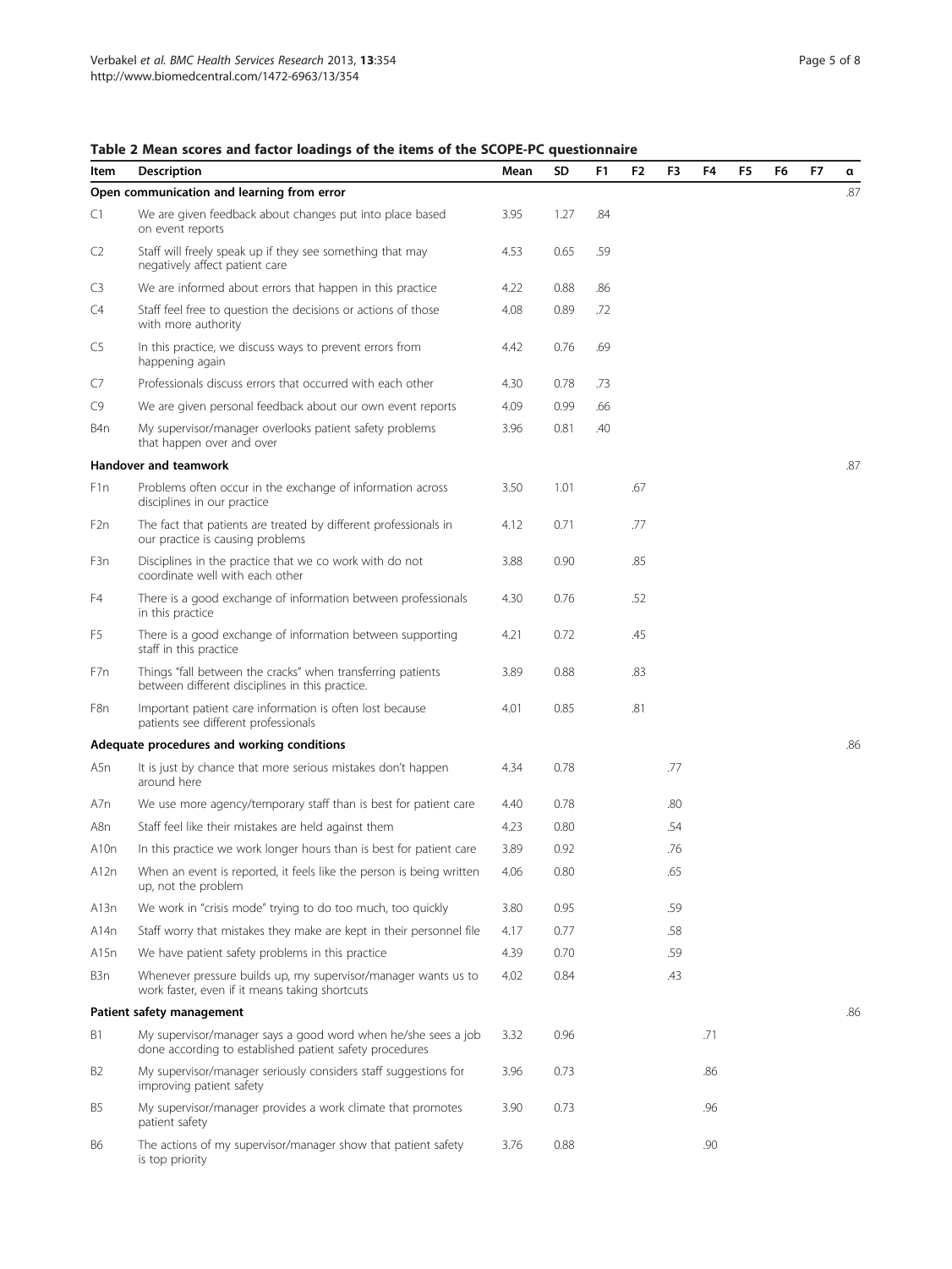**Table 2 Mean scores and factor loadings of the items of the SCOPE-PC questionnaire**

| Item | Description | Mean | SD | F1 | F2 | F3 | F4 | F5 | F6 | F7 | α |
|---|---|---|---|---|---|---|---|---|---|---|---|
| **Open communication and learning from error** | | | | | | | | | | | .87 |
| C1 | We are given feedback about changes put into place based on event reports | 3.95 | 1.27 | .84 | | | | | | | |
| C2 | Staff will freely speak up if they see something that may negatively affect patient care | 4.53 | 0.65 | .59 | | | | | | | |
| C3 | We are informed about errors that happen in this practice | 4.22 | 0.88 | .86 | | | | | | | |
| C4 | Staff feel free to question the decisions or actions of those with more authority | 4.08 | 0.89 | .72 | | | | | | | |
| C5 | In this practice, we discuss ways to prevent errors from happening again | 4.42 | 0.76 | .69 | | | | | | | |
| C7 | Professionals discuss errors that occurred with each other | 4.30 | 0.78 | .73 | | | | | | | |
| C9 | We are given personal feedback about our own event reports | 4.09 | 0.99 | .66 | | | | | | | |
| B4n | My supervisor/manager overlooks patient safety problems that happen over and over | 3.96 | 0.81 | .40 | | | | | | | |
| **Handover and teamwork** | | | | | | | | | | | .87 |
| F1n | Problems often occur in the exchange of information across disciplines in our practice | 3.50 | 1.01 | | .67 | | | | | | |
| F2n | The fact that patients are treated by different professionals in our practice is causing problems | 4.12 | 0.71 | | .77 | | | | | | |
| F3n | Disciplines in the practice that we co work with do not coordinate well with each other | 3.88 | 0.90 | | .85 | | | | | | |
| F4 | There is a good exchange of information between professionals in this practice | 4.30 | 0.76 | | .52 | | | | | | |
| F5 | There is a good exchange of information between supporting staff in this practice | 4.21 | 0.72 | | .45 | | | | | | |
| F7n | Things "fall between the cracks" when transferring patients between different disciplines in this practice. | 3.89 | 0.88 | | .83 | | | | | | |
| F8n | Important patient care information is often lost because patients see different professionals | 4.01 | 0.85 | | .81 | | | | | | |
| **Adequate procedures and working conditions** | | | | | | | | | | | .86 |
| A5n | It is just by chance that more serious mistakes don't happen around here | 4.34 | 0.78 | | | .77 | | | | | |
| A7n | We use more agency/temporary staff than is best for patient care | 4.40 | 0.78 | | | .80 | | | | | |
| A8n | Staff feel like their mistakes are held against them | 4.23 | 0.80 | | | .54 | | | | | |
| A10n | In this practice we work longer hours than is best for patient care | 3.89 | 0.92 | | | .76 | | | | | |
| A12n | When an event is reported, it feels like the person is being written up, not the problem | 4.06 | 0.80 | | | .65 | | | | | |
| A13n | We work in "crisis mode" trying to do too much, too quickly | 3.80 | 0.95 | | | .59 | | | | | |
| A14n | Staff worry that mistakes they make are kept in their personnel file | 4.17 | 0.77 | | | .58 | | | | | |
| A15n | We have patient safety problems in this practice | 4.39 | 0.70 | | | .59 | | | | | |
| B3n | Whenever pressure builds up, my supervisor/manager wants us to work faster, even if it means taking shortcuts | 4.02 | 0.84 | | | .43 | | | | | |
| **Patient safety management** | | | | | | | | | | | .86 |
| B1 | My supervisor/manager says a good word when he/she sees a job done according to established patient safety procedures | 3.32 | 0.96 | | | | .71 | | | | |
| B2 | My supervisor/manager seriously considers staff suggestions for improving patient safety | 3.96 | 0.73 | | | | .86 | | | | |
| B5 | My supervisor/manager provides a work climate that promotes patient safety | 3.90 | 0.73 | | | | .96 | | | | |
| B6 | The actions of my supervisor/manager show that patient safety is top priority | 3.76 | 0.88 | | | | .90 | | | | |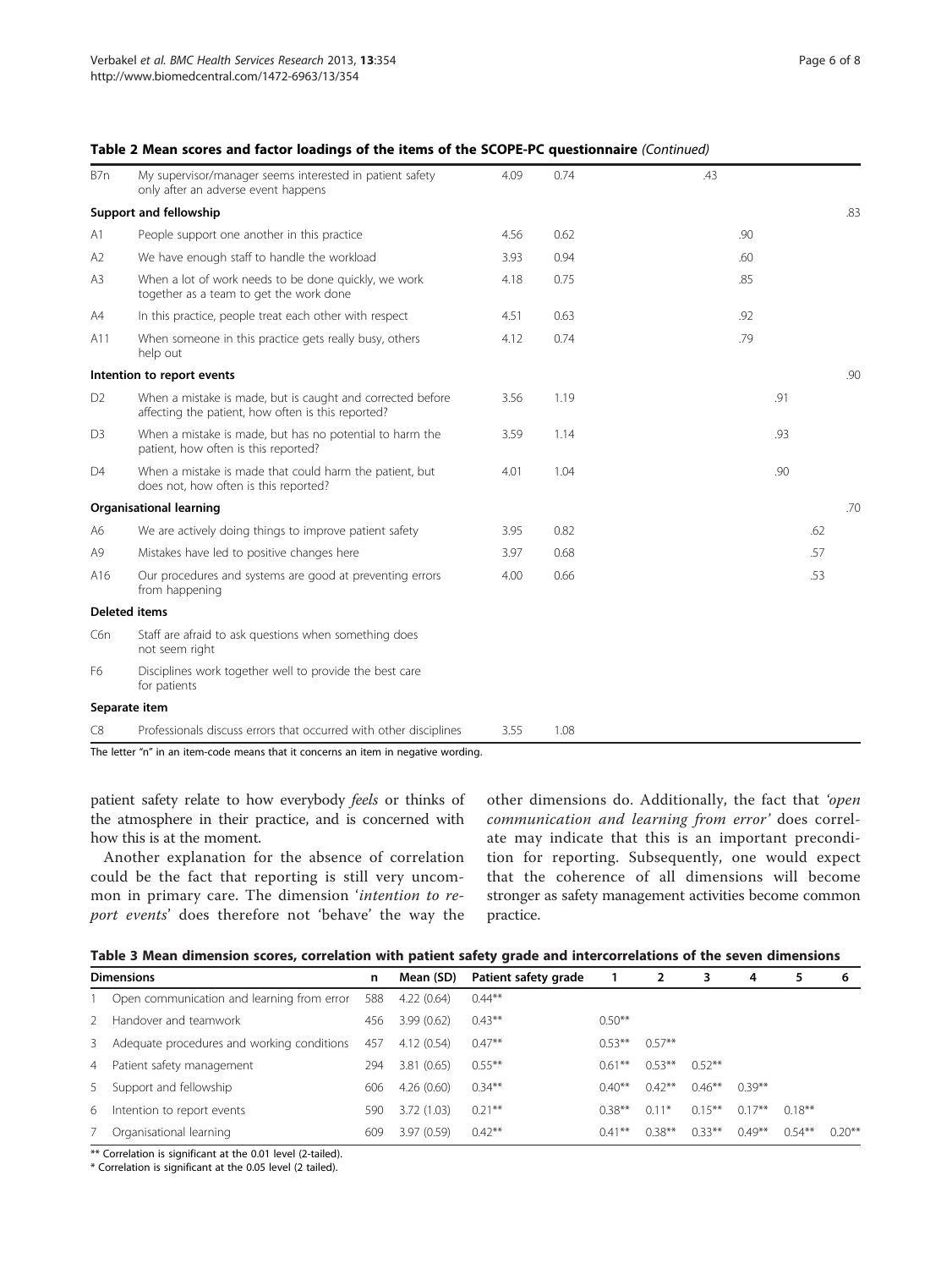**Table 2 Mean scores and factor loadings of the items of the SCOPE-PC questionnaire** *(Continued)*

| | | | | | | | | | | | |
|---|---|---|---|---|---|---|---|---|---|---|---|
| B7n | My supervisor/manager seems interested in patient safety only after an adverse event happens | 4.09 | 0.74 | | | | .43 | | | | |
| **Support and fellowship** | | | | | | | | | | | .83 |
| A1 | People support one another in this practice | 4.56 | 0.62 | | | | | .90 | | | |
| A2 | We have enough staff to handle the workload | 3.93 | 0.94 | | | | | .60 | | | |
| A3 | When a lot of work needs to be done quickly, we work together as a team to get the work done | 4.18 | 0.75 | | | | | .85 | | | |
| A4 | In this practice, people treat each other with respect | 4.51 | 0.63 | | | | | .92 | | | |
| A11 | When someone in this practice gets really busy, others help out | 4.12 | 0.74 | | | | | .79 | | | |
| **Intention to report events** | | | | | | | | | | | .90 |
| D2 | When a mistake is made, but is caught and corrected before affecting the patient, how often is this reported? | 3.56 | 1.19 | | | | | | .91 | | |
| D3 | When a mistake is made, but has no potential to harm the patient, how often is this reported? | 3.59 | 1.14 | | | | | | .93 | | |
| D4 | When a mistake is made that could harm the patient, but does not, how often is this reported? | 4.01 | 1.04 | | | | | | .90 | | |
| **Organisational learning** | | | | | | | | | | | .70 |
| A6 | We are actively doing things to improve patient safety | 3.95 | 0.82 | | | | | | | .62 | |
| A9 | Mistakes have led to positive changes here | 3.97 | 0.68 | | | | | | | .57 | |
| A16 | Our procedures and systems are good at preventing errors from happening | 4.00 | 0.66 | | | | | | | .53 | |
| **Deleted items** | | | | | | | | | | | |
| C6n | Staff are afraid to ask questions when something does not seem right | | | | | | | | | | |
| F6 | Disciplines work together well to provide the best care for patients | | | | | | | | | | |
| **Separate item** | | | | | | | | | | | |
| C8 | Professionals discuss errors that occurred with other disciplines | 3.55 | 1.08 | | | | | | | | |

The letter "n" in an item-code means that it concerns an item in negative wording.

patient safety relate to how everybody *feels* or thinks of the atmosphere in their practice, and is concerned with how this is at the moment.

Another explanation for the absence of correlation could be the fact that reporting is still very uncommon in primary care. The dimension '*intention to report events*' does therefore not 'behave' the way the other dimensions do. Additionally, the fact that *'open communication and learning from error'* does correlate may indicate that this is an important precondition for reporting. Subsequently, one would expect that the coherence of all dimensions will become stronger as safety management activities become common practice.

**Table 3 Mean dimension scores, correlation with patient safety grade and intercorrelations of the seven dimensions**

| | Dimensions | n | Mean (SD) | Patient safety grade | 1 | 2 | 3 | 4 | 5 | 6 |
|---|---|---|---|---|---|---|---|---|---|---|
| 1 | Open communication and learning from error | 588 | 4.22 (0.64) | 0.44** | | | | | | |
| 2 | Handover and teamwork | 456 | 3.99 (0.62) | 0.43** | 0.50** | | | | | |
| 3 | Adequate procedures and working conditions | 457 | 4.12 (0.54) | 0.47** | 0.53** | 0.57** | | | | |
| 4 | Patient safety management | 294 | 3.81 (0.65) | 0.55** | 0.61** | 0.53** | 0.52** | | | |
| 5 | Support and fellowship | 606 | 4.26 (0.60) | 0.34** | 0.40** | 0.42** | 0.46** | 0.39** | | |
| 6 | Intention to report events | 590 | 3.72 (1.03) | 0.21** | 0.38** | 0.11* | 0.15** | 0.17** | 0.18** | |
| 7 | Organisational learning | 609 | 3.97 (0.59) | 0.42** | 0.41** | 0.38** | 0.33** | 0.49** | 0.54** | 0.20** |

** Correlation is significant at the 0.01 level (2-tailed).
* Correlation is significant at the 0.05 level (2 tailed).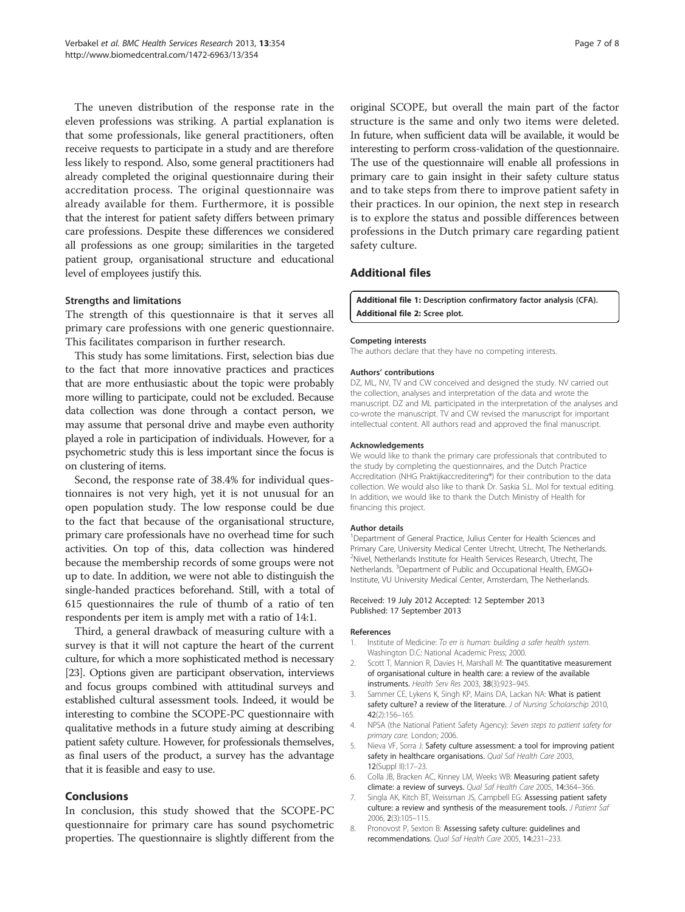The uneven distribution of the response rate in the eleven professions was striking. A partial explanation is that some professionals, like general practitioners, often receive requests to participate in a study and are therefore less likely to respond. Also, some general practitioners had already completed the original questionnaire during their accreditation process. The original questionnaire was already available for them. Furthermore, it is possible that the interest for patient safety differs between primary care professions. Despite these differences we considered all professions as one group; similarities in the targeted patient group, organisational structure and educational level of employees justify this.

### Strengths and limitations

The strength of this questionnaire is that it serves all primary care professions with one generic questionnaire. This facilitates comparison in further research.

This study has some limitations. First, selection bias due to the fact that more innovative practices and practices that are more enthusiastic about the topic were probably more willing to participate, could not be excluded. Because data collection was done through a contact person, we may assume that personal drive and maybe even authority played a role in participation of individuals. However, for a psychometric study this is less important since the focus is on clustering of items.

Second, the response rate of 38.4% for individual questionnaires is not very high, yet it is not unusual for an open population study. The low response could be due to the fact that because of the organisational structure, primary care professionals have no overhead time for such activities. On top of this, data collection was hindered because the membership records of some groups were not up to date. In addition, we were not able to distinguish the single-handed practices beforehand. Still, with a total of 615 questionnaires the rule of thumb of a ratio of ten respondents per item is amply met with a ratio of 14:1.

Third, a general drawback of measuring culture with a survey is that it will not capture the heart of the current culture, for which a more sophisticated method is necessary [23]. Options given are participant observation, interviews and focus groups combined with attitudinal surveys and established cultural assessment tools. Indeed, it would be interesting to combine the SCOPE-PC questionnaire with qualitative methods in a future study aiming at describing patient safety culture. However, for professionals themselves, as final users of the product, a survey has the advantage that it is feasible and easy to use.

## Conclusions

In conclusion, this study showed that the SCOPE-PC questionnaire for primary care has sound psychometric properties. The questionnaire is slightly different from the original SCOPE, but overall the main part of the factor structure is the same and only two items were deleted. In future, when sufficient data will be available, it would be interesting to perform cross-validation of the questionnaire. The use of the questionnaire will enable all professions in primary care to gain insight in their safety culture status and to take steps from there to improve patient safety in their practices. In our opinion, the next step in research is to explore the status and possible differences between professions in the Dutch primary care regarding patient safety culture.

## Additional files

**Additional file 1:** Description confirmatory factor analysis (CFA).
**Additional file 2:** Scree plot.

#### Competing interests

The authors declare that they have no competing interests.

#### Authors' contributions

DZ, ML, NV, TV and CW conceived and designed the study. NV carried out the collection, analyses and interpretation of the data and wrote the manuscript. DZ and ML participated in the interpretation of the analyses and co-wrote the manuscript. TV and CW revised the manuscript for important intellectual content. All authors read and approved the final manuscript.

#### Acknowledgements

We would like to thank the primary care professionals that contributed to the study by completing the questionnaires, and the Dutch Practice Accreditation (NHG Praktijkaccreditering®) for their contribution to the data collection. We would also like to thank Dr. Saskia S.L. Mol for textual editing. In addition, we would like to thank the Dutch Ministry of Health for financing this project.

#### Author details

[1]Department of General Practice, Julius Center for Health Sciences and Primary Care, University Medical Center Utrecht, Utrecht, The Netherlands. [2]Nivel, Netherlands Institute for Health Services Research, Utrecht, The Netherlands. [3]Department of Public and Occupational Health, EMGO+ Institute, VU University Medical Center, Amsterdam, The Netherlands.

Received: 19 July 2012 Accepted: 12 September 2013
Published: 17 September 2013

#### References

1. Institute of Medicine: *To err is human: building a safer health system.* Washington D.C: National Academic Press; 2000.
2. Scott T, Mannion R, Davies H, Marshall M: **The quantitative measurement of organisational culture in health care: a review of the available instruments.** *Health Serv Res* 2003, **38**(3):923–945.
3. Sammer CE, Lykens K, Singh KP, Mains DA, Lackan NA: **What is patient safety culture? a review of the literature.** *J of Nursing Scholarscip* 2010, **42**(2):156–165.
4. NPSA (the National Patient Safety Agency): *Seven steps to patient safety for primary care.* London; 2006.
5. Nieva VF, Sorra J: **Safety culture assessment: a tool for improving patient safety in healthcare organisations.** *Qual Saf Health Care* 2003, **12**(Suppl II):17–23.
6. Colla JB, Bracken AC, Kinney LM, Weeks WB: **Measuring patient safety climate: a review of surveys.** *Qual Saf Health Care* 2005, **14:**364–366.
7. Singla AK, Kitch BT, Weissman JS, Campbell EG: **Assessing patient safety culture: a review and synthesis of the measurement tools.** *J Patient Saf* 2006, **2**(3):105–115.
8. Pronovost P, Sexton B: **Assessing safety culture: guidelines and recommendations.** *Qual Saf Health Care* 2005, **14:**231–233.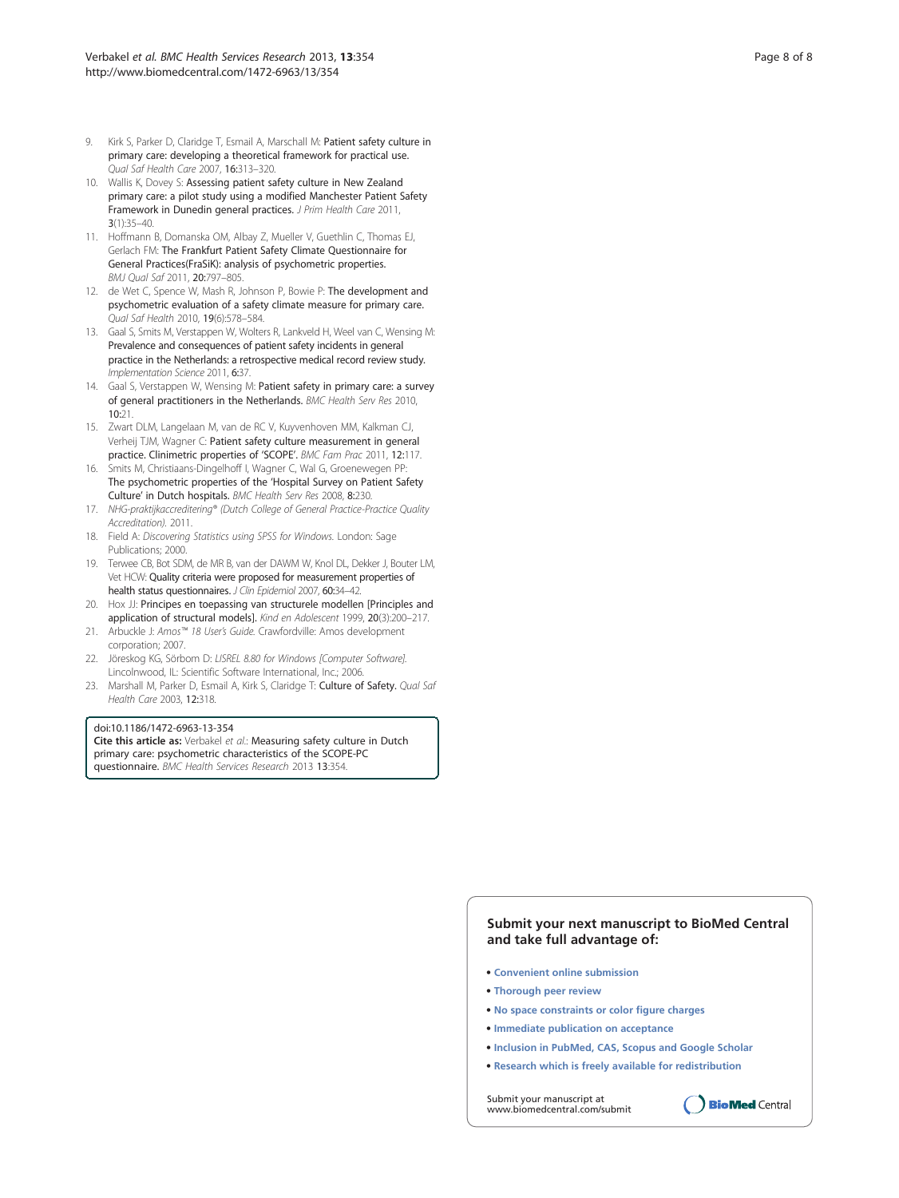9. Kirk S, Parker D, Claridge T, Esmail A, Marschall M: **Patient safety culture in primary care: developing a theoretical framework for practical use.** *Qual Saf Health Care* 2007, **16**:313–320.
10. Wallis K, Dovey S: **Assessing patient safety culture in New Zealand primary care: a pilot study using a modified Manchester Patient Safety Framework in Dunedin general practices.** *J Prim Health Care* 2011, **3**(1):35–40.
11. Hoffmann B, Domanska OM, Albay Z, Mueller V, Guethlin C, Thomas EJ, Gerlach FM: **The Frankfurt Patient Safety Climate Questionnaire for General Practices(FraSiK): analysis of psychometric properties.** *BMJ Qual Saf* 2011, **20**:797–805.
12. de Wet C, Spence W, Mash R, Johnson P, Bowie P: **The development and psychometric evaluation of a safety climate measure for primary care.** *Qual Saf Health* 2010, **19**(6):578–584.
13. Gaal S, Smits M, Verstappen W, Wolters R, Lankveld H, Weel van C, Wensing M: **Prevalence and consequences of patient safety incidents in general practice in the Netherlands: a retrospective medical record review study.** *Implementation Science* 2011, **6**:37.
14. Gaal S, Verstappen W, Wensing M: **Patient safety in primary care: a survey of general practitioners in the Netherlands.** *BMC Health Serv Res* 2010, **10**:21.
15. Zwart DLM, Langelaan M, van de RC V, Kuyvenhoven MM, Kalkman CJ, Verheij TJM, Wagner C: **Patient safety culture measurement in general practice. Clinimetric properties of 'SCOPE'.** *BMC Fam Prac* 2011, **12**:117.
16. Smits M, Christiaans-Dingelhoff I, Wagner C, Wal G, Groenewegen PP: **The psychometric properties of the 'Hospital Survey on Patient Safety Culture' in Dutch hospitals.** *BMC Health Serv Res* 2008, **8**:230.
17. *NHG-praktijkaccreditering® (Dutch College of General Practice-Practice Quality Accreditation).* 2011.
18. Field A: *Discovering Statistics using SPSS for Windows.* London: Sage Publications; 2000.
19. Terwee CB, Bot SDM, de MR B, van der DAWM W, Knol DL, Dekker J, Bouter LM, Vet HCW: **Quality criteria were proposed for measurement properties of health status questionnaires.** *J Clin Epidemiol* 2007, **60**:34–42.
20. Hox JJ: **Principes en toepassing van structurele modellen [Principles and application of structural models].** *Kind en Adolescent* 1999, **20**(3):200–217.
21. Arbuckle J: *Amos™ 18 User's Guide.* Crawfordville: Amos development corporation; 2007.
22. Jöreskog KG, Sörbom D: *LISREL 8.80 for Windows [Computer Software].* Lincolnwood, IL: Scientific Software International, Inc.; 2006.
23. Marshall M, Parker D, Esmail A, Kirk S, Claridge T: **Culture of Safety.** *Qual Saf Health Care* 2003, **12**:318.

doi:10.1186/1472-6963-13-354
**Cite this article as:** Verbakel *et al.*: Measuring safety culture in Dutch primary care: psychometric characteristics of the SCOPE-PC questionnaire. *BMC Health Services Research* 2013 **13**:354.

**Submit your next manuscript to BioMed Central and take full advantage of:**

- **Convenient online submission**
- **Thorough peer review**
- **No space constraints or color figure charges**
- **Immediate publication on acceptance**
- **Inclusion in PubMed, CAS, Scopus and Google Scholar**
- **Research which is freely available for redistribution**

Submit your manuscript at
www.biomedcentral.com/submit

BioMed Central